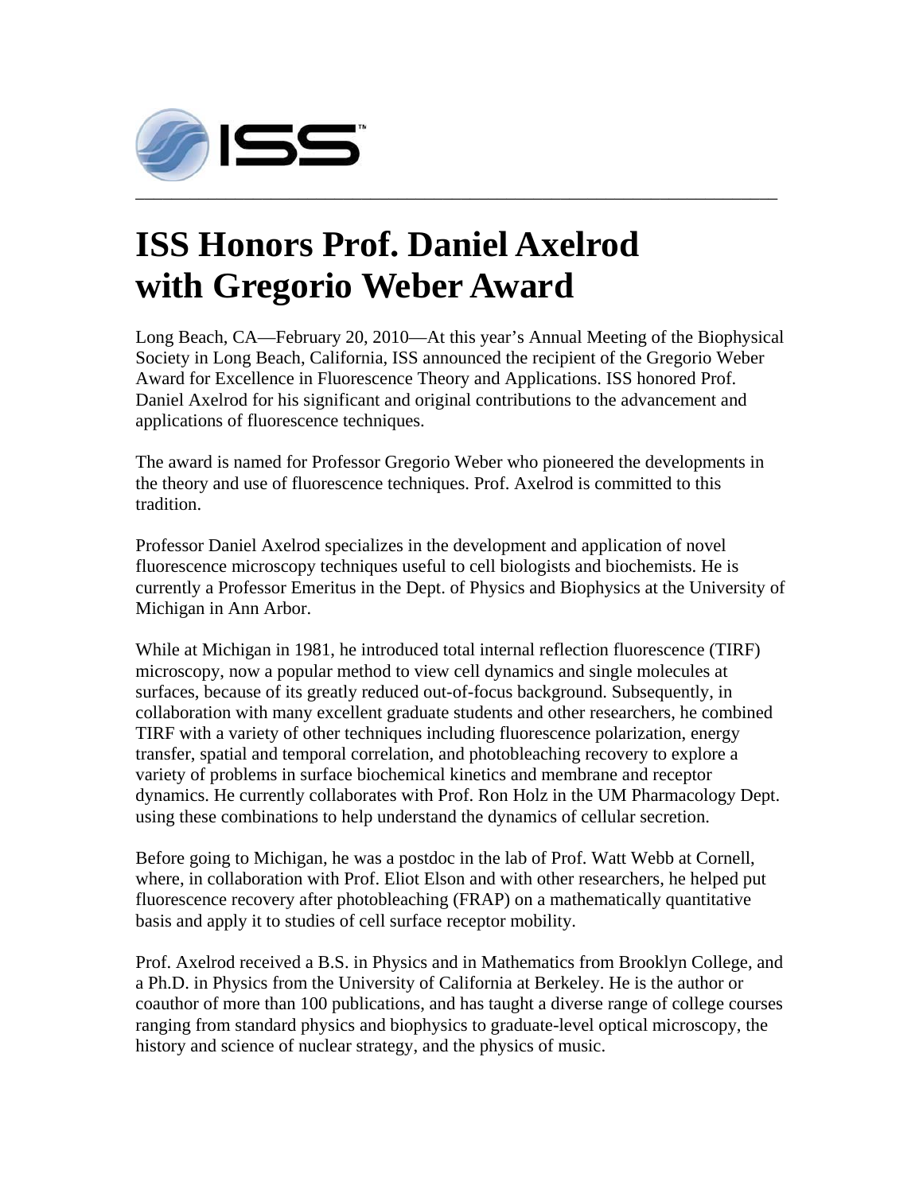# ISS Honors Prof. Daniel Axelrod with Gregorio Weber Award

Long Beach, CA—February 20, 2010—At this year's Annual Meeting of the Biophysical Society in Long Beach, California, ISS announced the recipient of the Gregorio Weber Award for Excellence in Fluorescence Theory and Applications. ISS honored Prof. Daniel Axelrod for his significant and original contributions to the advancement and applications of fluorescence techniques.

The award is named for Professor Gregorio Weber who pioneered the developments in the theory and use of fluorescence techniques. Prof. Axelrod is committed to this tradition.

Professor Daniel Axelrod specializes in the development and application of novel fluorescence microscopy techniques useful to cell biologists and biochemists. He is currently a Professor Emeritus in the Dept. of Physics and Biophysics at the University of Michigan in Ann Arbor.

While at Michigan in 1981, he introduced total internal reflection fluorescence (TIRF) microscopy, now a popular method to view cell dynamics and single molecules at surfaces, because of its greatly reduced out-of-focus background. Subsequently, in collaboration with many excellent graduate students and other researchers, he combined TIRF with a variety of other techniques including fluorescence polarization, energy transfer, spatial and temporal correlation, and photobleaching recovery to explore a variety of problems in surface biochemical kinetics and membrane and receptor dynamics. He currently collaborates with Prof. Ron Holz in the UM Pharmacology Dept. using these combinations to help understand the dynamics of cellular secretion.

Before going to Michigan, he was a postdoc in the lab of Prof. Watt Webb at Cornell, where, in collaboration with Prof. Eliot Elson and with other researchers, he helped put fluorescence recovery after photobleaching (FRAP) on a mathematically quantitative basis and apply it to studies of cell surface receptor mobility.

Prof. Axelrod received a B.S. in Physics and in Mathematics from Brooklyn College, and a Ph.D. in Physics from the University of California at Berkeley. He is the author or coauthor of more than 100 publications, and has taught a diverse range of college courses ranging from standard physics and biophysics to graduate-level optical microscopy, the history and science of nuclear strategy, and the physics of music.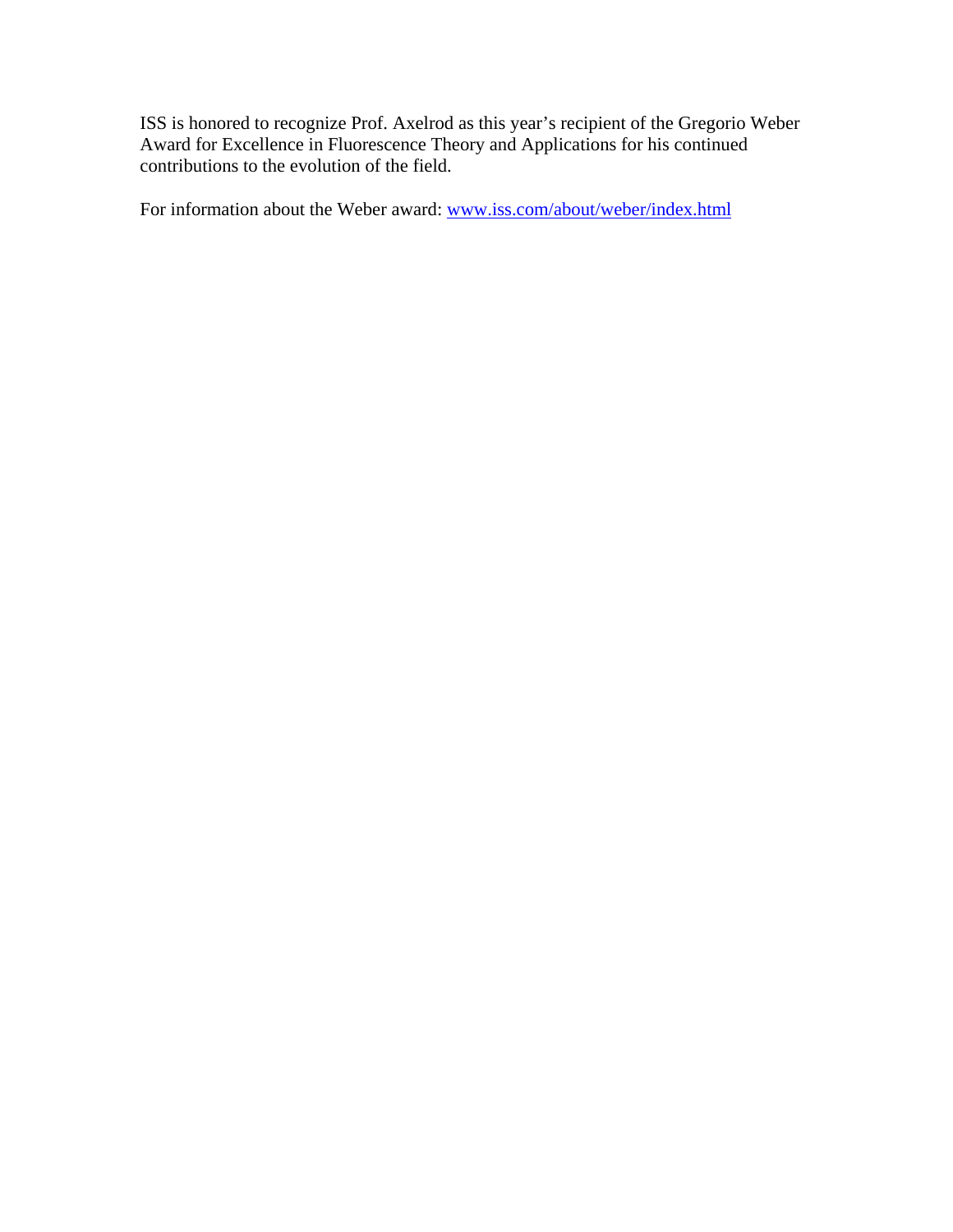ISS is honored to recognize Prof. Axelrod as this year's recipient of the Gregorio Weber Award for Excellence in Fluorescence Theory and Applications for his continued contributions to the evolution of the field.

For information about the Weber award: [www.iss.com/about/weber/index.html](www.iss.com/about/weber/index.html)